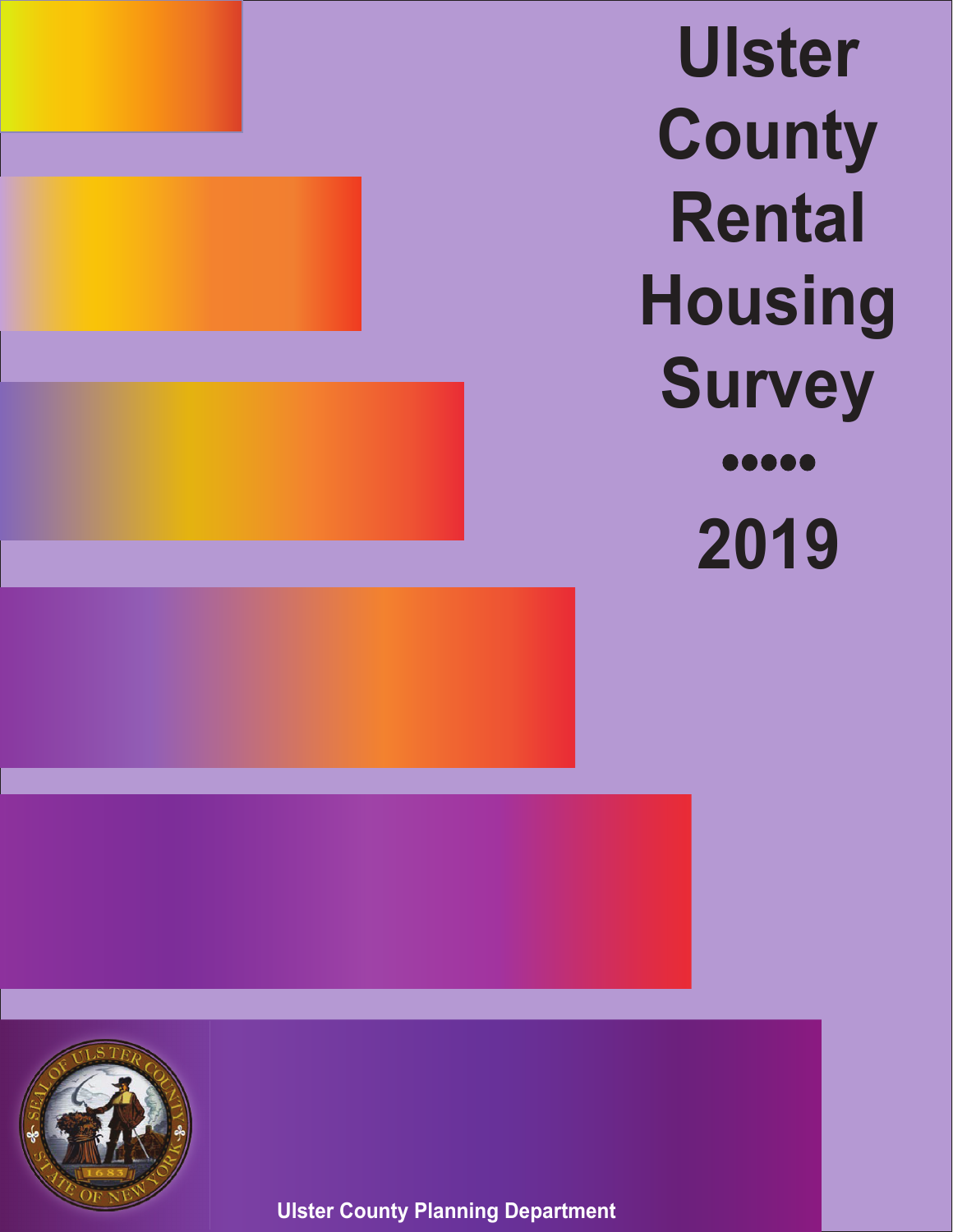# Ulster County Rental Housing Survey

•••••

# 2019

Ulster County Planning Department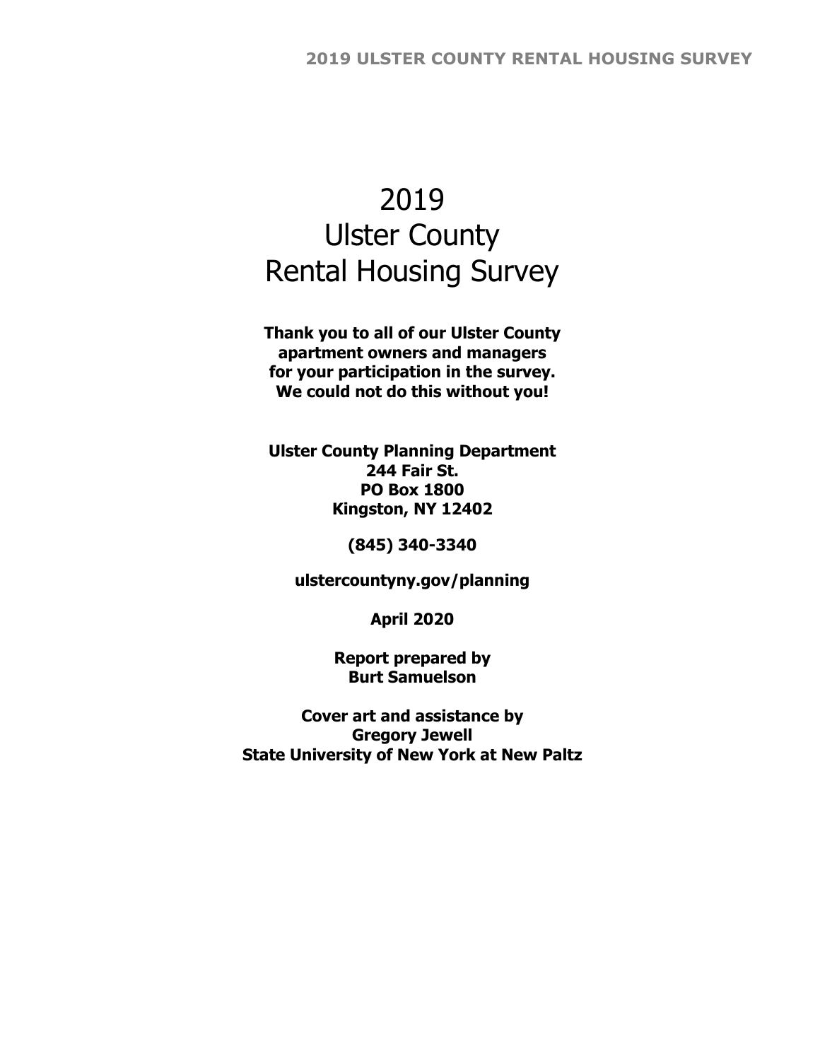# 2019 Ulster County Rental Housing Survey

**Thank you to all of our Ulster County apartment owners and managers for your participation in the survey. We could not do this without you!**

**Ulster County Planning Department**
**244 Fair St.**
**PO Box 1800**
**Kingston, NY 12402**

**(845) 340-3340**

**ulstercountyny.gov/planning**

**April 2020**

**Report prepared by**
**Burt Samuelson**

**Cover art and assistance by**
**Gregory Jewell**
**State University of New York at New Paltz**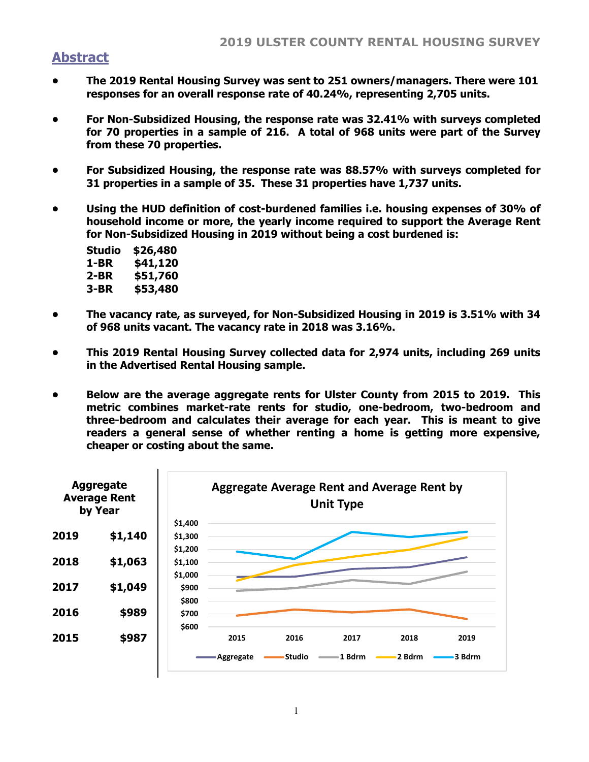## Abstract

- **The 2019 Rental Housing Survey was sent to 251 owners/managers. There were 101 responses for an overall response rate of 40.24%, representing 2,705 units.**

- **For Non-Subsidized Housing, the response rate was 32.41% with surveys completed for 70 properties in a sample of 216. A total of 968 units were part of the Survey from these 70 properties.**

- **For Subsidized Housing, the response rate was 88.57% with surveys completed for 31 properties in a sample of 35. These 31 properties have 1,737 units.**

- **Using the HUD definition of cost-burdened families i.e. housing expenses of 30% of household income or more, the yearly income required to support the Average Rent for Non-Subsidized Housing in 2019 without being a cost burdened is:**

  | | |
  |---|---|
  | **Studio** | **$26,480** |
  | **1-BR** | **$41,120** |
  | **2-BR** | **$51,760** |
  | **3-BR** | **$53,480** |

- **The vacancy rate, as surveyed, for Non-Subsidized Housing in 2019 is 3.51% with 34 of 968 units vacant. The vacancy rate in 2018 was 3.16%.**

- **This 2019 Rental Housing Survey collected data for 2,974 units, including 269 units in the Advertised Rental Housing sample.**

- **Below are the average aggregate rents for Ulster County from 2015 to 2019. This metric combines market-rate rents for studio, one-bedroom, two-bedroom and three-bedroom and calculates their average for each year. This is meant to give readers a general sense of whether renting a home is getting more expensive, cheaper or costing about the same.**

| Aggregate Average Rent by Year | |
|---|---|
| **2019** | **$1,140** |
| **2018** | **$1,063** |
| **2017** | **$1,049** |
| **2016** | **$989** |
| **2015** | **$987** |

**Aggregate Average Rent and Average Rent by Unit Type**

(Line chart, 2015–2019, y-axis $600–$1,400; series: Aggregate, Studio, 1 Bdrm, 2 Bdrm, 3 Bdrm)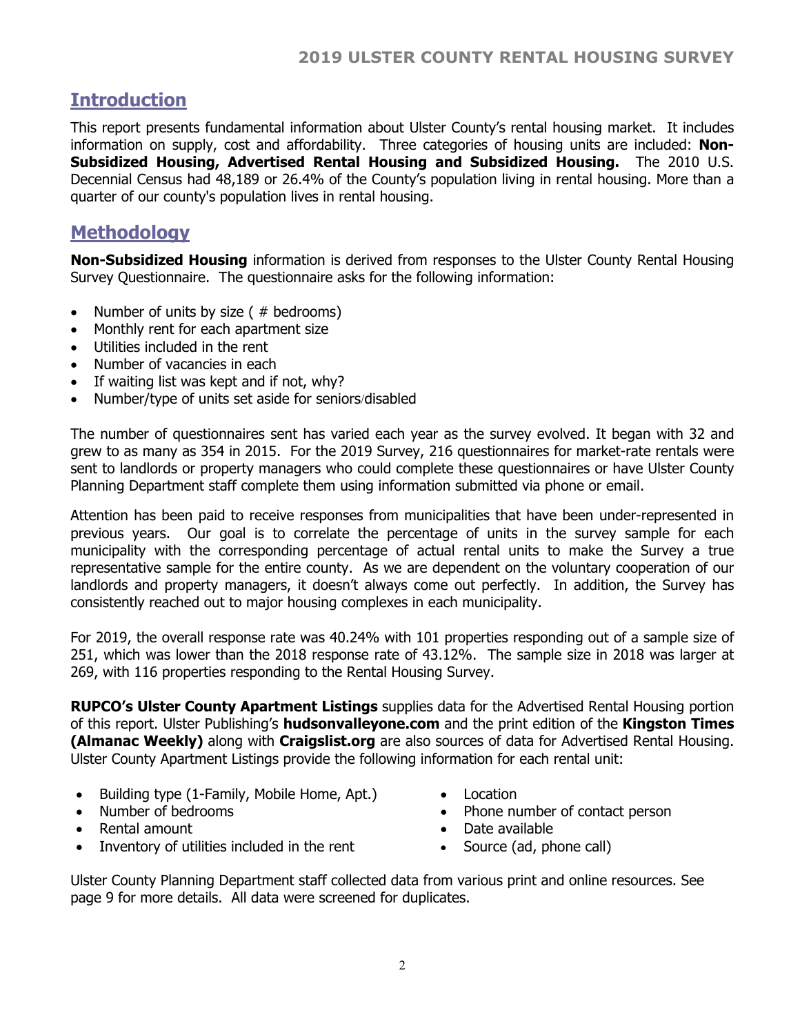## Introduction

This report presents fundamental information about Ulster County's rental housing market. It includes information on supply, cost and affordability. Three categories of housing units are included: **Non-Subsidized Housing, Advertised Rental Housing and Subsidized Housing.** The 2010 U.S. Decennial Census had 48,189 or 26.4% of the County's population living in rental housing. More than a quarter of our county's population lives in rental housing.

## Methodology

**Non-Subsidized Housing** information is derived from responses to the Ulster County Rental Housing Survey Questionnaire. The questionnaire asks for the following information:

- Number of units by size ( # bedrooms)
- Monthly rent for each apartment size
- Utilities included in the rent
- Number of vacancies in each
- If waiting list was kept and if not, why?
- Number/type of units set aside for seniors/disabled

The number of questionnaires sent has varied each year as the survey evolved. It began with 32 and grew to as many as 354 in 2015. For the 2019 Survey, 216 questionnaires for market-rate rentals were sent to landlords or property managers who could complete these questionnaires or have Ulster County Planning Department staff complete them using information submitted via phone or email.

Attention has been paid to receive responses from municipalities that have been under-represented in previous years. Our goal is to correlate the percentage of units in the survey sample for each municipality with the corresponding percentage of actual rental units to make the Survey a true representative sample for the entire county. As we are dependent on the voluntary cooperation of our landlords and property managers, it doesn't always come out perfectly. In addition, the Survey has consistently reached out to major housing complexes in each municipality.

For 2019, the overall response rate was 40.24% with 101 properties responding out of a sample size of 251, which was lower than the 2018 response rate of 43.12%. The sample size in 2018 was larger at 269, with 116 properties responding to the Rental Housing Survey.

**RUPCO's Ulster County Apartment Listings** supplies data for the Advertised Rental Housing portion of this report. Ulster Publishing's **hudsonvalleyone.com** and the print edition of the **Kingston Times (Almanac Weekly)** along with **Craigslist.org** are also sources of data for Advertised Rental Housing. Ulster County Apartment Listings provide the following information for each rental unit:

- Building type (1-Family, Mobile Home, Apt.)
- Number of bedrooms
- Rental amount
- Inventory of utilities included in the rent
- Location
- Phone number of contact person
- Date available
- Source (ad, phone call)

Ulster County Planning Department staff collected data from various print and online resources. See page 9 for more details. All data were screened for duplicates.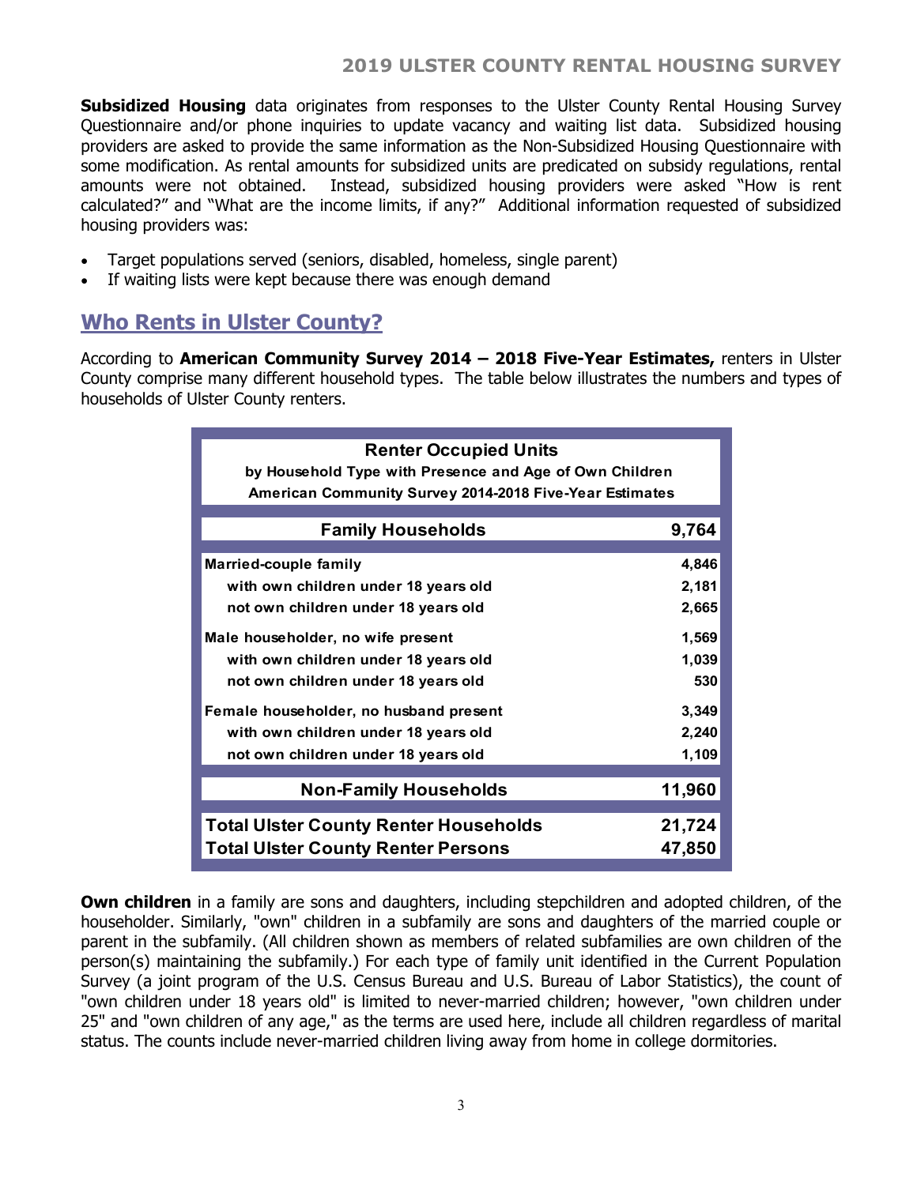**Subsidized Housing** data originates from responses to the Ulster County Rental Housing Survey Questionnaire and/or phone inquiries to update vacancy and waiting list data. Subsidized housing providers are asked to provide the same information as the Non-Subsidized Housing Questionnaire with some modification. As rental amounts for subsidized units are predicated on subsidy regulations, rental amounts were not obtained. Instead, subsidized housing providers were asked "How is rent calculated?" and "What are the income limits, if any?" Additional information requested of subsidized housing providers was:

- Target populations served (seniors, disabled, homeless, single parent)
- If waiting lists were kept because there was enough demand

## Who Rents in Ulster County?

According to **American Community Survey 2014 – 2018 Five-Year Estimates,** renters in Ulster County comprise many different household types. The table below illustrates the numbers and types of households of Ulster County renters.

| Renter Occupied Units<br>by Household Type with Presence and Age of Own Children<br>American Community Survey 2014-2018 Five-Year Estimates | |
|---|---|
| **Family Households** | **9,764** |
| **Married-couple family** | **4,846** |
| with own children under 18 years old | 2,181 |
| not own children under 18 years old | 2,665 |
| **Male householder, no wife present** | **1,569** |
| with own children under 18 years old | 1,039 |
| not own children under 18 years old | 530 |
| **Female householder, no husband present** | **3,349** |
| with own children under 18 years old | 2,240 |
| not own children under 18 years old | 1,109 |
| **Non-Family Households** | **11,960** |
| **Total Ulster County Renter Households** | **21,724** |
| **Total Ulster County Renter Persons** | **47,850** |

**Own children** in a family are sons and daughters, including stepchildren and adopted children, of the householder. Similarly, "own" children in a subfamily are sons and daughters of the married couple or parent in the subfamily. (All children shown as members of related subfamilies are own children of the person(s) maintaining the subfamily.) For each type of family unit identified in the Current Population Survey (a joint program of the U.S. Census Bureau and U.S. Bureau of Labor Statistics), the count of "own children under 18 years old" is limited to never-married children; however, "own children under 25" and "own children of any age," as the terms are used here, include all children regardless of marital status. The counts include never-married children living away from home in college dormitories.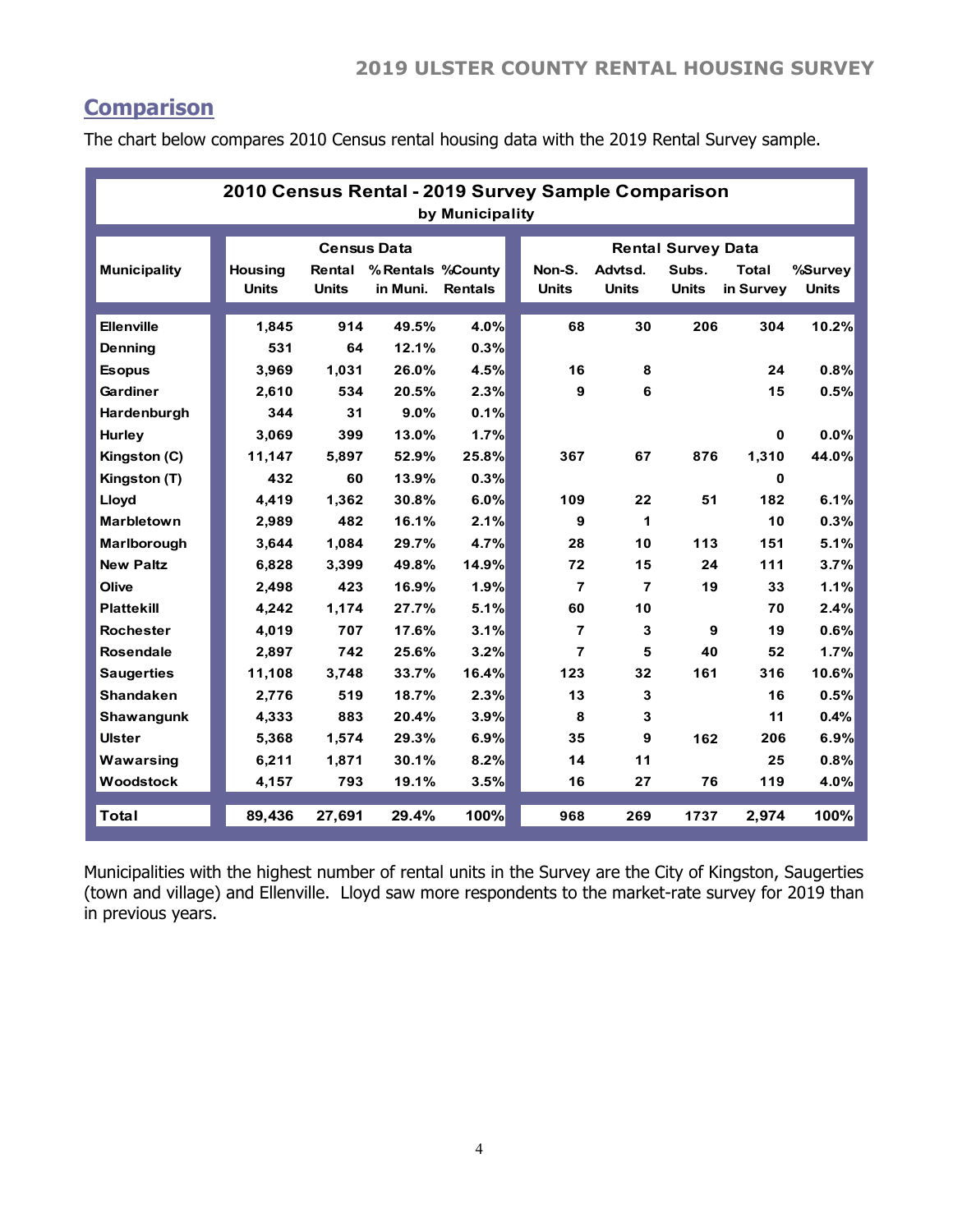## Comparison

The chart below compares 2010 Census rental housing data with the 2019 Rental Survey sample.

**2010 Census Rental - 2019 Survey Sample Comparison**
**by Municipality**

| Municipality | Census Data | | | | Rental Survey Data | | | | |
|---|---|---|---|---|---|---|---|---|---|
| | Housing Units | Rental Units | % Rentals in Muni. | %County Rentals | Non-S. Units | Advtsd. Units | Subs. Units | Total in Survey | %Survey Units |
| **Ellenville** | 1,845 | 914 | 49.5% | 4.0% | 68 | 30 | 206 | 304 | 10.2% |
| **Denning** | 531 | 64 | 12.1% | 0.3% | | | | | |
| **Esopus** | 3,969 | 1,031 | 26.0% | 4.5% | 16 | 8 | | 24 | 0.8% |
| **Gardiner** | 2,610 | 534 | 20.5% | 2.3% | 9 | 6 | | 15 | 0.5% |
| **Hardenburgh** | 344 | 31 | 9.0% | 0.1% | | | | | |
| **Hurley** | 3,069 | 399 | 13.0% | 1.7% | | | | 0 | 0.0% |
| **Kingston (C)** | 11,147 | 5,897 | 52.9% | 25.8% | 367 | 67 | 876 | 1,310 | 44.0% |
| **Kingston (T)** | 432 | 60 | 13.9% | 0.3% | | | | 0 | |
| **Lloyd** | 4,419 | 1,362 | 30.8% | 6.0% | 109 | 22 | 51 | 182 | 6.1% |
| **Marbletown** | 2,989 | 482 | 16.1% | 2.1% | 9 | 1 | | 10 | 0.3% |
| **Marlborough** | 3,644 | 1,084 | 29.7% | 4.7% | 28 | 10 | 113 | 151 | 5.1% |
| **New Paltz** | 6,828 | 3,399 | 49.8% | 14.9% | 72 | 15 | 24 | 111 | 3.7% |
| **Olive** | 2,498 | 423 | 16.9% | 1.9% | 7 | 7 | 19 | 33 | 1.1% |
| **Plattekill** | 4,242 | 1,174 | 27.7% | 5.1% | 60 | 10 | | 70 | 2.4% |
| **Rochester** | 4,019 | 707 | 17.6% | 3.1% | 7 | 3 | 9 | 19 | 0.6% |
| **Rosendale** | 2,897 | 742 | 25.6% | 3.2% | 7 | 5 | 40 | 52 | 1.7% |
| **Saugerties** | 11,108 | 3,748 | 33.7% | 16.4% | 123 | 32 | 161 | 316 | 10.6% |
| **Shandaken** | 2,776 | 519 | 18.7% | 2.3% | 13 | 3 | | 16 | 0.5% |
| **Shawangunk** | 4,333 | 883 | 20.4% | 3.9% | 8 | 3 | | 11 | 0.4% |
| **Ulster** | 5,368 | 1,574 | 29.3% | 6.9% | 35 | 9 | 162 | 206 | 6.9% |
| **Wawarsing** | 6,211 | 1,871 | 30.1% | 8.2% | 14 | 11 | | 25 | 0.8% |
| **Woodstock** | 4,157 | 793 | 19.1% | 3.5% | 16 | 27 | 76 | 119 | 4.0% |
| **Total** | 89,436 | 27,691 | 29.4% | 100% | 968 | 269 | 1737 | 2,974 | 100% |

Municipalities with the highest number of rental units in the Survey are the City of Kingston, Saugerties (town and village) and Ellenville. Lloyd saw more respondents to the market-rate survey for 2019 than in previous years.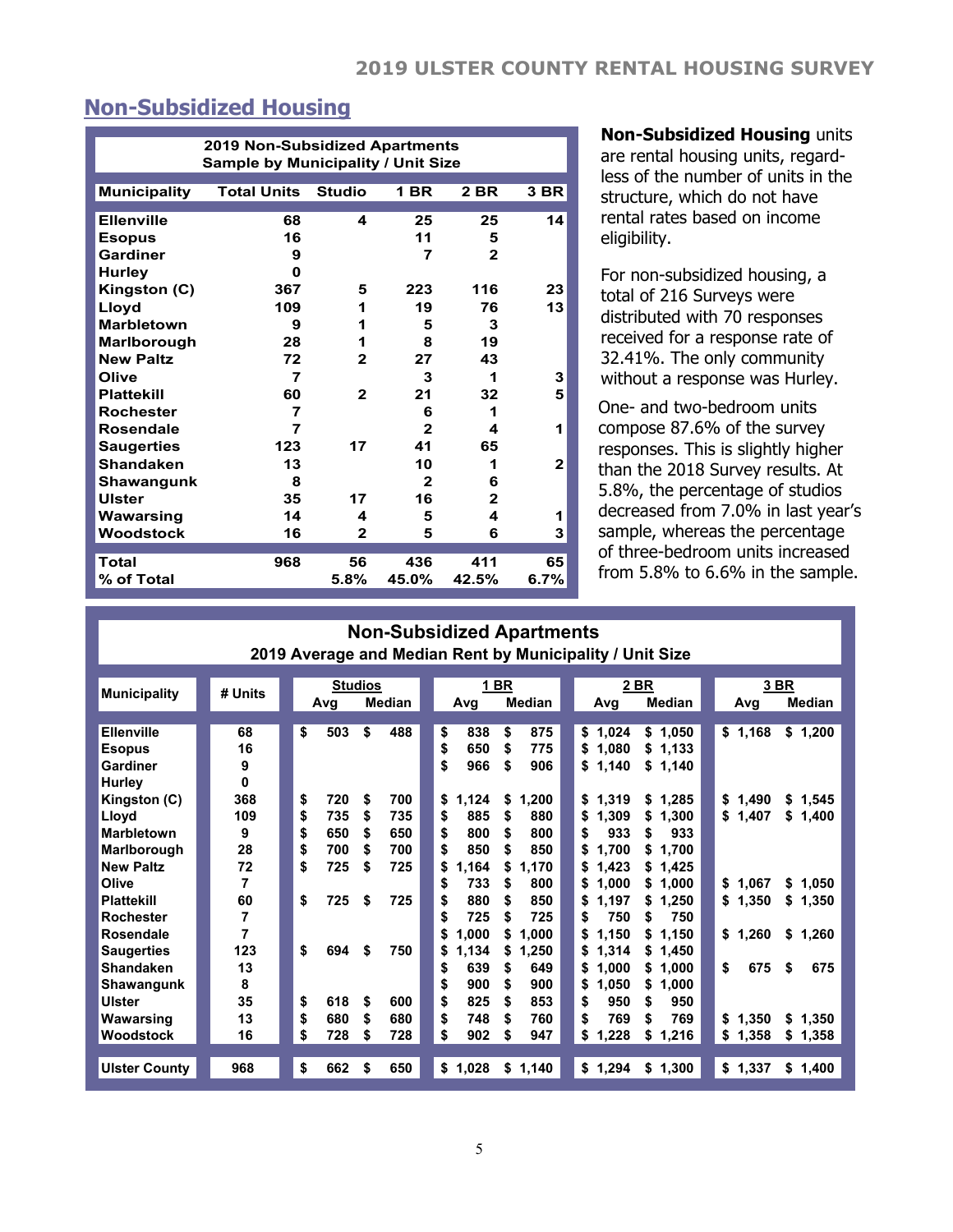## Non-Subsidized Housing

| 2019 Non-Subsidized Apartments Sample by Municipality / Unit Size | | | | | |
|---|---|---|---|---|---|
| Municipality | Total Units | Studio | 1 BR | 2 BR | 3 BR |
| Ellenville | 68 | 4 | 25 | 25 | 14 |
| Esopus | 16 | | 11 | 5 | |
| Gardiner | 9 | | 7 | 2 | |
| Hurley | 0 | | | | |
| Kingston (C) | 367 | 5 | 223 | 116 | 23 |
| Lloyd | 109 | 1 | 19 | 76 | 13 |
| Marbletown | 9 | 1 | 5 | 3 | |
| Marlborough | 28 | 1 | 8 | 19 | |
| New Paltz | 72 | 2 | 27 | 43 | |
| Olive | 7 | | 3 | 1 | 3 |
| Plattekill | 60 | 2 | 21 | 32 | 5 |
| Rochester | 7 | | 6 | 1 | |
| Rosendale | 7 | | 2 | 4 | 1 |
| Saugerties | 123 | 17 | 41 | 65 | |
| Shandaken | 13 | | 10 | 1 | 2 |
| Shawangunk | 8 | | 2 | 6 | |
| Ulster | 35 | 17 | 16 | 2 | |
| Wawarsing | 14 | 4 | 5 | 4 | 1 |
| Woodstock | 16 | 2 | 5 | 6 | 3 |
| Total | 968 | 56 | 436 | 411 | 65 |
| % of Total | | 5.8% | 45.0% | 42.5% | 6.7% |

**Non-Subsidized Housing** units are rental housing units, regardless of the number of units in the structure, which do not have rental rates based on income eligibility.

For non-subsidized housing, a total of 216 Surveys were distributed with 70 responses received for a response rate of 32.41%. The only community without a response was Hurley.

One- and two-bedroom units compose 87.6% of the survey responses. This is slightly higher than the 2018 Survey results. At 5.8%, the percentage of studios decreased from 7.0% in last year's sample, whereas the percentage of three-bedroom units increased from 5.8% to 6.6% in the sample.

| Non-Subsidized Apartments 2019 Average and Median Rent by Municipality / Unit Size | | | | | | | | | |
|---|---|---|---|---|---|---|---|---|---|
| Municipality | # Units | Studios | | 1 BR | | 2 BR | | 3 BR | |
| | | Avg | Median | Avg | Median | Avg | Median | Avg | Median |
| Ellenville | 68 | $ 503 | $ 488 | $ 838 | $ 875 | $ 1,024 | $ 1,050 | $ 1,168 | $ 1,200 |
| Esopus | 16 | | | $ 650 | $ 775 | $ 1,080 | $ 1,133 | | |
| Gardiner | 9 | | | $ 966 | $ 906 | $ 1,140 | $ 1,140 | | |
| Hurley | 0 | | | | | | | | |
| Kingston (C) | 368 | $ 720 | $ 700 | $ 1,124 | $ 1,200 | $ 1,319 | $ 1,285 | $ 1,490 | $ 1,545 |
| Lloyd | 109 | $ 735 | $ 735 | $ 885 | $ 880 | $ 1,309 | $ 1,300 | $ 1,407 | $ 1,400 |
| Marbletown | 9 | $ 650 | $ 650 | $ 800 | $ 800 | $ 933 | $ 933 | | |
| Marlborough | 28 | $ 700 | $ 700 | $ 850 | $ 850 | $ 1,700 | $ 1,700 | | |
| New Paltz | 72 | $ 725 | $ 725 | $ 1,164 | $ 1,170 | $ 1,423 | $ 1,425 | | |
| Olive | 7 | | | $ 733 | $ 800 | $ 1,000 | $ 1,000 | $ 1,067 | $ 1,050 |
| Plattekill | 60 | $ 725 | $ 725 | $ 880 | $ 850 | $ 1,197 | $ 1,250 | $ 1,350 | $ 1,350 |
| Rochester | 7 | | | $ 725 | $ 725 | $ 750 | $ 750 | | |
| Rosendale | 7 | | | $ 1,000 | $ 1,000 | $ 1,150 | $ 1,150 | $ 1,260 | $ 1,260 |
| Saugerties | 123 | $ 694 | $ 750 | $ 1,134 | $ 1,250 | $ 1,314 | $ 1,450 | | |
| Shandaken | 13 | | | $ 639 | $ 649 | $ 1,000 | $ 1,000 | $ 675 | $ 675 |
| Shawangunk | 8 | | | $ 900 | $ 900 | $ 1,050 | $ 1,000 | | |
| Ulster | 35 | $ 618 | $ 600 | $ 825 | $ 853 | $ 950 | $ 950 | | |
| Wawarsing | 13 | $ 680 | $ 680 | $ 748 | $ 760 | $ 769 | $ 769 | $ 1,350 | $ 1,350 |
| Woodstock | 16 | $ 728 | $ 728 | $ 902 | $ 947 | $ 1,228 | $ 1,216 | $ 1,358 | $ 1,358 |
| Ulster County | 968 | $ 662 | $ 650 | $ 1,028 | $ 1,140 | $ 1,294 | $ 1,300 | $ 1,337 | $ 1,400 |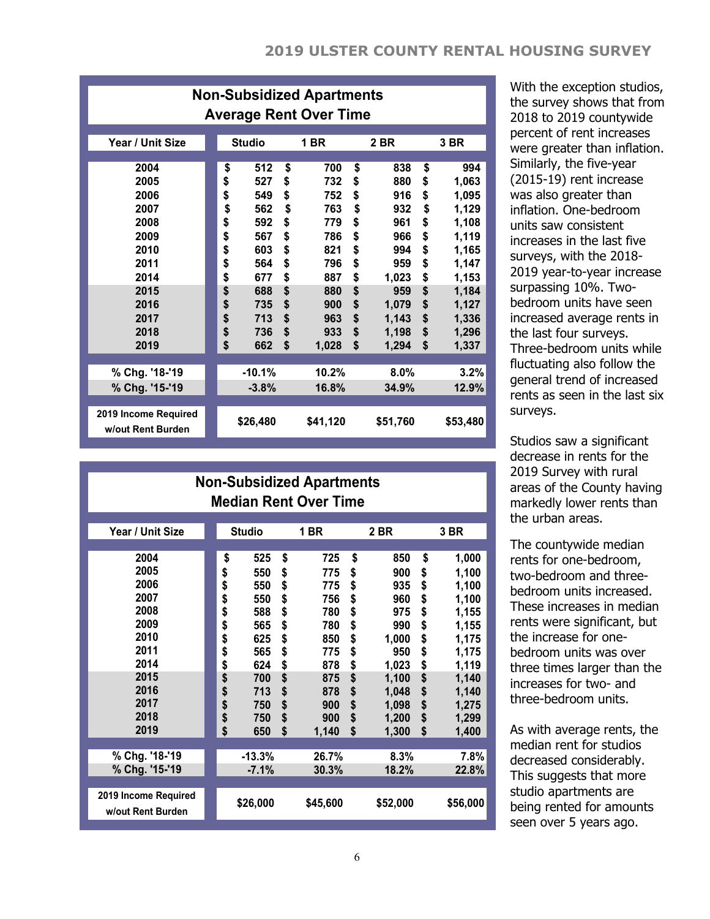## Non-Subsidized Apartments
## Average Rent Over Time

| Year / Unit Size | Studio | 1 BR | 2 BR | 3 BR |
|---|---|---|---|---|
| 2004 | $ 512 | $ 700 | $ 838 | $ 994 |
| 2005 | $ 527 | $ 732 | $ 880 | $ 1,063 |
| 2006 | $ 549 | $ 752 | $ 916 | $ 1,095 |
| 2007 | $ 562 | $ 763 | $ 932 | $ 1,129 |
| 2008 | $ 592 | $ 779 | $ 961 | $ 1,108 |
| 2009 | $ 567 | $ 786 | $ 966 | $ 1,119 |
| 2010 | $ 603 | $ 821 | $ 994 | $ 1,165 |
| 2011 | $ 564 | $ 796 | $ 959 | $ 1,147 |
| 2014 | $ 677 | $ 887 | $ 1,023 | $ 1,153 |
| 2015 | $ 688 | $ 880 | $ 959 | $ 1,184 |
| 2016 | $ 735 | $ 900 | $ 1,079 | $ 1,127 |
| 2017 | $ 713 | $ 963 | $ 1,143 | $ 1,336 |
| 2018 | $ 736 | $ 933 | $ 1,198 | $ 1,296 |
| 2019 | $ 662 | $ 1,028 | $ 1,294 | $ 1,337 |
| % Chg. '18-'19 | -10.1% | 10.2% | 8.0% | 3.2% |
| % Chg. '15-'19 | -3.8% | 16.8% | 34.9% | 12.9% |
| 2019 Income Required w/out Rent Burden | $26,480 | $41,120 | $51,760 | $53,480 |

With the exception studios, the survey shows that from 2018 to 2019 countywide percent of rent increases were greater than inflation. Similarly, the five-year (2015-19) rent increase was also greater than inflation. One-bedroom units saw consistent increases in the last five surveys, with the 2018-2019 year-to-year increase surpassing 10%. Two-bedroom units have seen increased average rents in the last four surveys. Three-bedroom units while fluctuating also follow the general trend of increased rents as seen in the last six surveys.

Studios saw a significant decrease in rents for the 2019 Survey with rural areas of the County having markedly lower rents than the urban areas.

## Non-Subsidized Apartments
## Median Rent Over Time

| Year / Unit Size | Studio | 1 BR | 2 BR | 3 BR |
|---|---|---|---|---|
| 2004 | $ 525 | $ 725 | $ 850 | $ 1,000 |
| 2005 | $ 550 | $ 775 | $ 900 | $ 1,100 |
| 2006 | $ 550 | $ 775 | $ 935 | $ 1,100 |
| 2007 | $ 550 | $ 756 | $ 960 | $ 1,100 |
| 2008 | $ 588 | $ 780 | $ 975 | $ 1,155 |
| 2009 | $ 565 | $ 780 | $ 990 | $ 1,155 |
| 2010 | $ 625 | $ 850 | $ 1,000 | $ 1,175 |
| 2011 | $ 565 | $ 775 | $ 950 | $ 1,175 |
| 2014 | $ 624 | $ 878 | $ 1,023 | $ 1,119 |
| 2015 | $ 700 | $ 875 | $ 1,100 | $ 1,140 |
| 2016 | $ 713 | $ 878 | $ 1,048 | $ 1,140 |
| 2017 | $ 750 | $ 900 | $ 1,098 | $ 1,275 |
| 2018 | $ 750 | $ 900 | $ 1,200 | $ 1,299 |
| 2019 | $ 650 | $ 1,140 | $ 1,300 | $ 1,400 |
| % Chg. '18-'19 | -13.3% | 26.7% | 8.3% | 7.8% |
| % Chg. '15-'19 | -7.1% | 30.3% | 18.2% | 22.8% |
| 2019 Income Required w/out Rent Burden | $26,000 | $45,600 | $52,000 | $56,000 |

The countywide median rents for one-bedroom, two-bedroom and three-bedroom units increased. These increases in median rents were significant, but the increase for one-bedroom units was over three times larger than the increases for two- and three-bedroom units.

As with average rents, the median rent for studios decreased considerably. This suggests that more studio apartments are being rented for amounts seen over 5 years ago.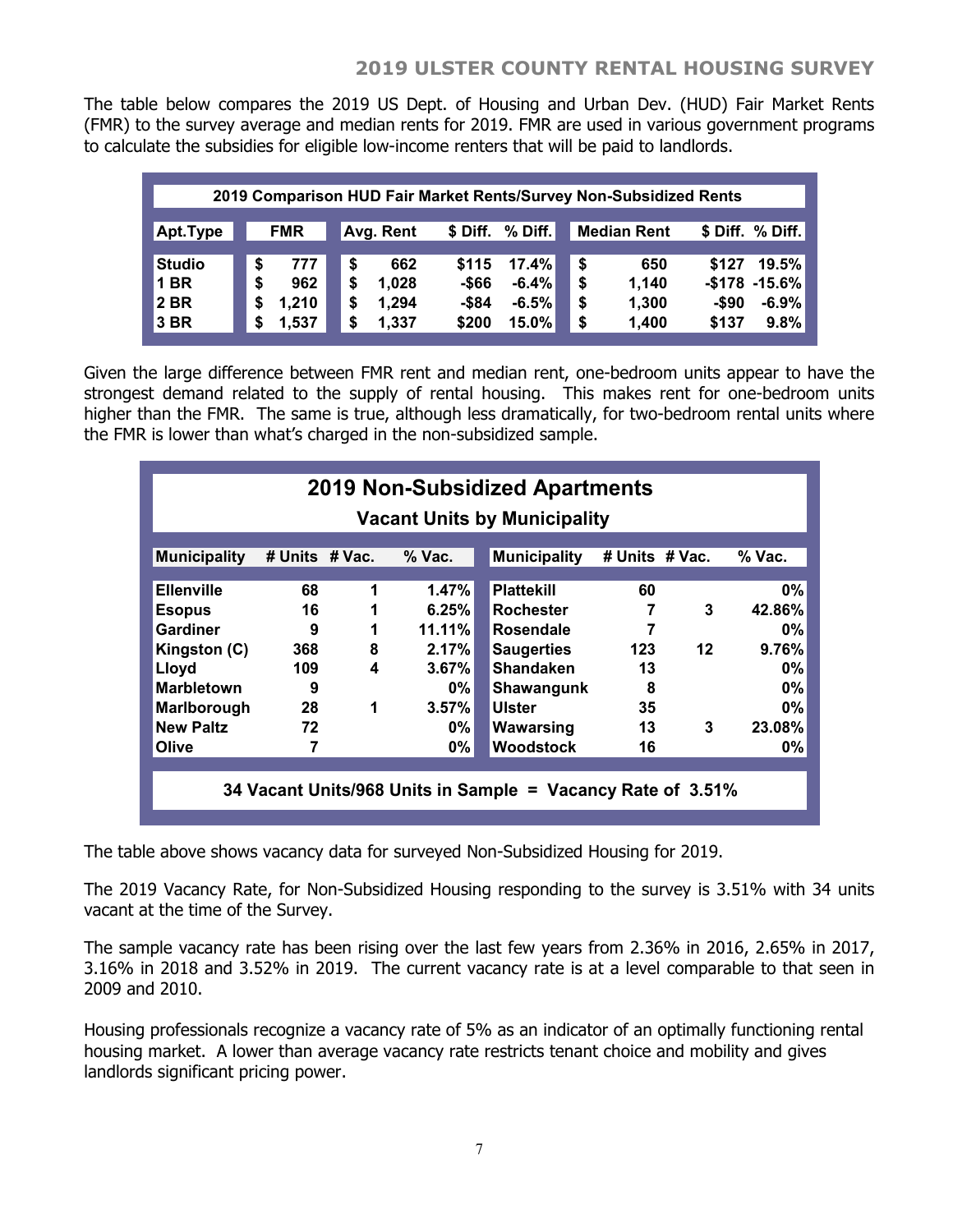The table below compares the 2019 US Dept. of Housing and Urban Dev. (HUD) Fair Market Rents (FMR) to the survey average and median rents for 2019. FMR are used in various government programs to calculate the subsidies for eligible low-income renters that will be paid to landlords.

**2019 Comparison HUD Fair Market Rents/Survey Non-Subsidized Rents**

| Apt.Type | FMR | Avg. Rent | $ Diff. | % Diff. | Median Rent | $ Diff. | % Diff. |
|---|---|---|---|---|---|---|---|
| Studio | $ 777 | $ 662 | $115 | 17.4% | $ 650 | $127 | 19.5% |
| 1 BR | $ 962 | $ 1,028 | -$66 | -6.4% | $ 1,140 | -$178 | -15.6% |
| 2 BR | $ 1,210 | $ 1,294 | -$84 | -6.5% | $ 1,300 | -$90 | -6.9% |
| 3 BR | $ 1,537 | $ 1,337 | $200 | 15.0% | $ 1,400 | $137 | 9.8% |

Given the large difference between FMR rent and median rent, one-bedroom units appear to have the strongest demand related to the supply of rental housing. This makes rent for one-bedroom units higher than the FMR. The same is true, although less dramatically, for two-bedroom rental units where the FMR is lower than what's charged in the non-subsidized sample.

## 2019 Non-Subsidized Apartments

### Vacant Units by Municipality

| Municipality | # Units | # Vac. | % Vac. | Municipality | # Units | # Vac. | % Vac. |
|---|---|---|---|---|---|---|---|
| Ellenville | 68 | 1 | 1.47% | Plattekill | 60 | | 0% |
| Esopus | 16 | 1 | 6.25% | Rochester | 7 | 3 | 42.86% |
| Gardiner | 9 | 1 | 11.11% | Rosendale | 7 | | 0% |
| Kingston (C) | 368 | 8 | 2.17% | Saugerties | 123 | 12 | 9.76% |
| Lloyd | 109 | 4 | 3.67% | Shandaken | 13 | | 0% |
| Marbletown | 9 | | 0% | Shawangunk | 8 | | 0% |
| Marlborough | 28 | 1 | 3.57% | Ulster | 35 | | 0% |
| New Paltz | 72 | | 0% | Wawarsing | 13 | 3 | 23.08% |
| Olive | 7 | | 0% | Woodstock | 16 | | 0% |

**34 Vacant Units/968 Units in Sample = Vacancy Rate of 3.51%**

The table above shows vacancy data for surveyed Non-Subsidized Housing for 2019.

The 2019 Vacancy Rate, for Non-Subsidized Housing responding to the survey is 3.51% with 34 units vacant at the time of the Survey.

The sample vacancy rate has been rising over the last few years from 2.36% in 2016, 2.65% in 2017, 3.16% in 2018 and 3.52% in 2019. The current vacancy rate is at a level comparable to that seen in 2009 and 2010.

Housing professionals recognize a vacancy rate of 5% as an indicator of an optimally functioning rental housing market. A lower than average vacancy rate restricts tenant choice and mobility and gives landlords significant pricing power.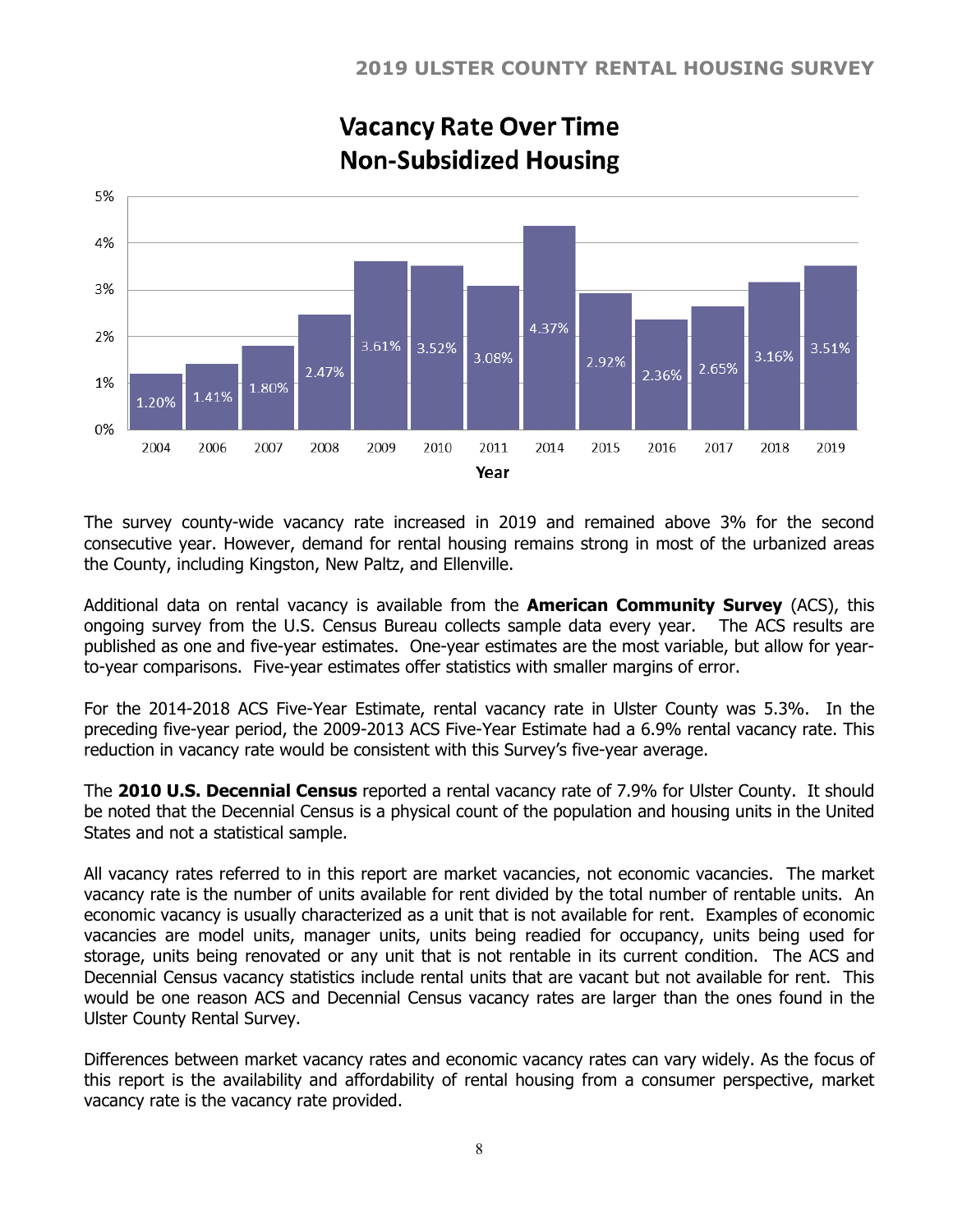## Vacancy Rate Over Time
## Non-Subsidized Housing

| Year | Vacancy Rate |
|---|---|
| 2004 | 1.20% |
| 2006 | 1.41% |
| 2007 | 1.80% |
| 2008 | 2.47% |
| 2009 | 3.61% |
| 2010 | 3.52% |
| 2011 | 3.08% |
| 2014 | 4.37% |
| 2015 | 2.92% |
| 2016 | 2.36% |
| 2017 | 2.65% |
| 2018 | 3.16% |
| 2019 | 3.51% |

The survey county-wide vacancy rate increased in 2019 and remained above 3% for the second consecutive year. However, demand for rental housing remains strong in most of the urbanized areas the County, including Kingston, New Paltz, and Ellenville.

Additional data on rental vacancy is available from the **American Community Survey** (ACS), this ongoing survey from the U.S. Census Bureau collects sample data every year. The ACS results are published as one and five-year estimates. One-year estimates are the most variable, but allow for year-to-year comparisons. Five-year estimates offer statistics with smaller margins of error.

For the 2014-2018 ACS Five-Year Estimate, rental vacancy rate in Ulster County was 5.3%. In the preceding five-year period, the 2009-2013 ACS Five-Year Estimate had a 6.9% rental vacancy rate. This reduction in vacancy rate would be consistent with this Survey's five-year average.

The **2010 U.S. Decennial Census** reported a rental vacancy rate of 7.9% for Ulster County. It should be noted that the Decennial Census is a physical count of the population and housing units in the United States and not a statistical sample.

All vacancy rates referred to in this report are market vacancies, not economic vacancies. The market vacancy rate is the number of units available for rent divided by the total number of rentable units. An economic vacancy is usually characterized as a unit that is not available for rent. Examples of economic vacancies are model units, manager units, units being readied for occupancy, units being used for storage, units being renovated or any unit that is not rentable in its current condition. The ACS and Decennial Census vacancy statistics include rental units that are vacant but not available for rent. This would be one reason ACS and Decennial Census vacancy rates are larger than the ones found in the Ulster County Rental Survey.

Differences between market vacancy rates and economic vacancy rates can vary widely. As the focus of this report is the availability and affordability of rental housing from a consumer perspective, market vacancy rate is the vacancy rate provided.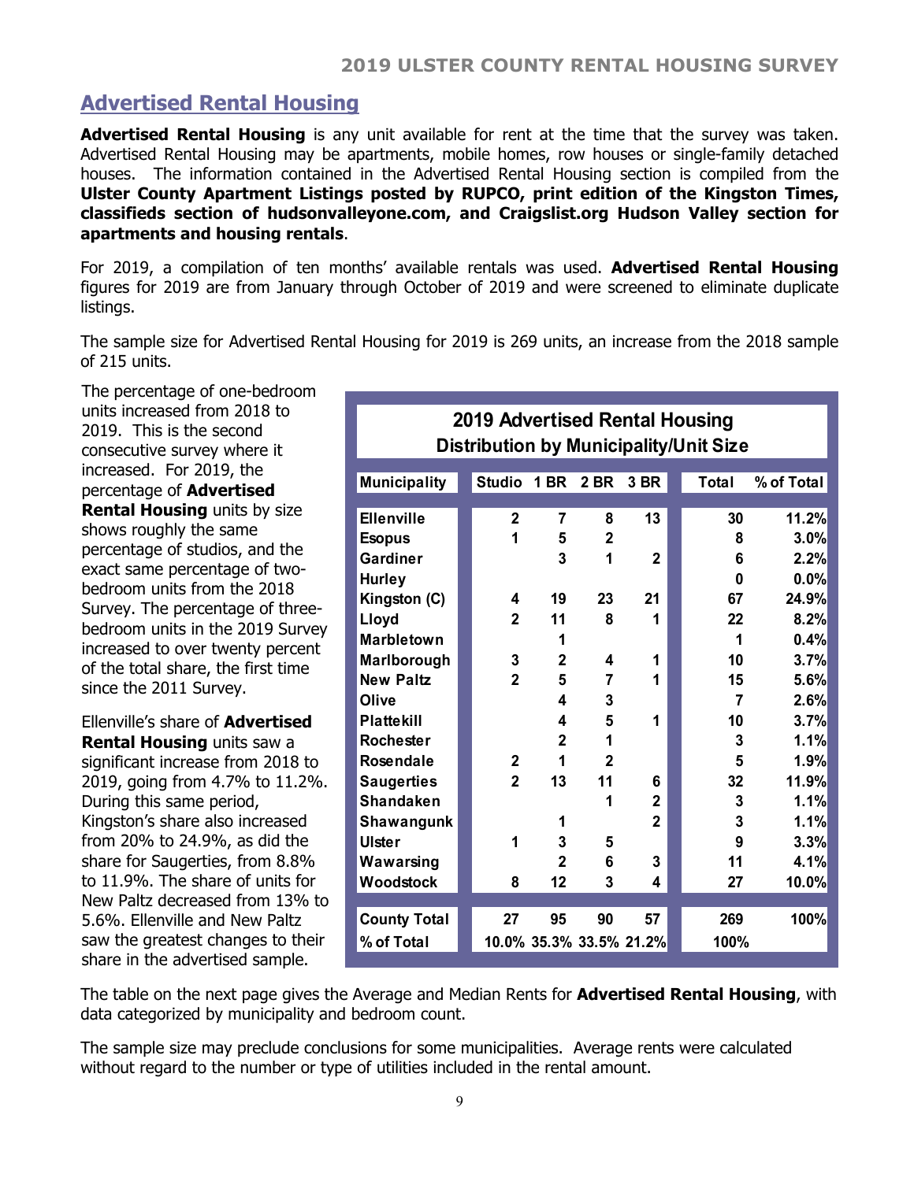## Advertised Rental Housing

**Advertised Rental Housing** is any unit available for rent at the time that the survey was taken. Advertised Rental Housing may be apartments, mobile homes, row houses or single-family detached houses. The information contained in the Advertised Rental Housing section is compiled from the **Ulster County Apartment Listings posted by RUPCO, print edition of the Kingston Times, classifieds section of hudsonvalleyone.com, and Craigslist.org Hudson Valley section for apartments and housing rentals**.

For 2019, a compilation of ten months' available rentals was used. **Advertised Rental Housing** figures for 2019 are from January through October of 2019 and were screened to eliminate duplicate listings.

The sample size for Advertised Rental Housing for 2019 is 269 units, an increase from the 2018 sample of 215 units.

The percentage of one-bedroom units increased from 2018 to 2019. This is the second consecutive survey where it increased. For 2019, the percentage of **Advertised Rental Housing** units by size shows roughly the same percentage of studios, and the exact same percentage of two-bedroom units from the 2018 Survey. The percentage of three-bedroom units in the 2019 Survey increased to over twenty percent of the total share, the first time since the 2011 Survey.

Ellenville's share of **Advertised Rental Housing** units saw a significant increase from 2018 to 2019, going from 4.7% to 11.2%. During this same period, Kingston's share also increased from 20% to 24.9%, as did the share for Saugerties, from 8.8% to 11.9%. The share of units for New Paltz decreased from 13% to 5.6%. Ellenville and New Paltz saw the greatest changes to their share in the advertised sample.

**2019 Advertised Rental Housing**
**Distribution by Municipality/Unit Size**

| Municipality | Studio | 1 BR | 2 BR | 3 BR | Total | % of Total |
|---|---|---|---|---|---|---|
| Ellenville | 2 | 7 | 8 | 13 | 30 | 11.2% |
| Esopus | 1 | 5 | 2 | | 8 | 3.0% |
| Gardiner | | 3 | 1 | 2 | 6 | 2.2% |
| Hurley | | | | | 0 | 0.0% |
| Kingston (C) | 4 | 19 | 23 | 21 | 67 | 24.9% |
| Lloyd | 2 | 11 | 8 | 1 | 22 | 8.2% |
| Marbletown | | 1 | | | 1 | 0.4% |
| Marlborough | 3 | 2 | 4 | 1 | 10 | 3.7% |
| New Paltz | 2 | 5 | 7 | 1 | 15 | 5.6% |
| Olive | | 4 | 3 | | 7 | 2.6% |
| Plattekill | | 4 | 5 | 1 | 10 | 3.7% |
| Rochester | | 2 | 1 | | 3 | 1.1% |
| Rosendale | 2 | 1 | 2 | | 5 | 1.9% |
| Saugerties | 2 | 13 | 11 | 6 | 32 | 11.9% |
| Shandaken | | | 1 | 2 | 3 | 1.1% |
| Shawangunk | | 1 | | 2 | 3 | 1.1% |
| Ulster | 1 | 3 | 5 | | 9 | 3.3% |
| Wawarsing | | 2 | 6 | 3 | 11 | 4.1% |
| Woodstock | 8 | 12 | 3 | 4 | 27 | 10.0% |
| County Total | 27 | 95 | 90 | 57 | 269 | 100% |
| % of Total | 10.0% | 35.3% | 33.5% | 21.2% | 100% | |

The table on the next page gives the Average and Median Rents for **Advertised Rental Housing**, with data categorized by municipality and bedroom count.

The sample size may preclude conclusions for some municipalities. Average rents were calculated without regard to the number or type of utilities included in the rental amount.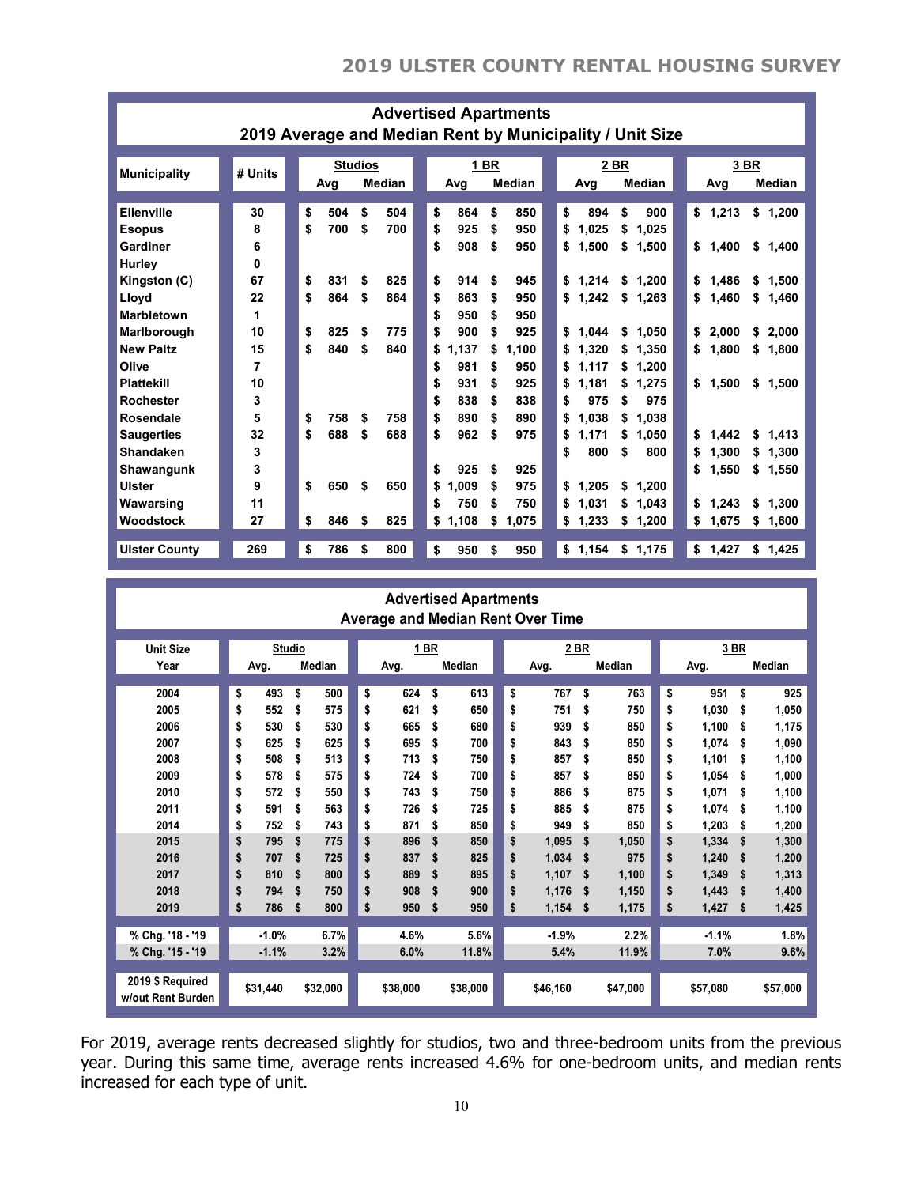## Advertised Apartments
### 2019 Average and Median Rent by Municipality / Unit Size

| Municipality | # Units | Studios Avg | Studios Median | 1 BR Avg | 1 BR Median | 2 BR Avg | 2 BR Median | 3 BR Avg | 3 BR Median |
|---|---|---|---|---|---|---|---|---|---|
| Ellenville | 30 | $ 504 | $ 504 | $ 864 | $ 850 | $ 894 | $ 900 | $ 1,213 | $ 1,200 |
| Esopus | 8 | $ 700 | $ 700 | $ 925 | $ 950 | $ 1,025 | $ 1,025 | | |
| Gardiner | 6 | | | $ 908 | $ 950 | $ 1,500 | $ 1,500 | $ 1,400 | $ 1,400 |
| Hurley | 0 | | | | | | | | |
| Kingston (C) | 67 | $ 831 | $ 825 | $ 914 | $ 945 | $ 1,214 | $ 1,200 | $ 1,486 | $ 1,500 |
| Lloyd | 22 | $ 864 | $ 864 | $ 863 | $ 950 | $ 1,242 | $ 1,263 | $ 1,460 | $ 1,460 |
| Marbletown | 1 | | | $ 950 | $ 950 | | | | |
| Marlborough | 10 | $ 825 | $ 775 | $ 900 | $ 925 | $ 1,044 | $ 1,050 | $ 2,000 | $ 2,000 |
| New Paltz | 15 | $ 840 | $ 840 | $ 1,137 | $ 1,100 | $ 1,320 | $ 1,350 | $ 1,800 | $ 1,800 |
| Olive | 7 | | | $ 981 | $ 950 | $ 1,117 | $ 1,200 | | |
| Plattekill | 10 | | | $ 931 | $ 925 | $ 1,181 | $ 1,275 | $ 1,500 | $ 1,500 |
| Rochester | 3 | | | $ 838 | $ 838 | $ 975 | $ 975 | | |
| Rosendale | 5 | $ 758 | $ 758 | $ 890 | $ 890 | $ 1,038 | $ 1,038 | | |
| Saugerties | 32 | $ 688 | $ 688 | $ 962 | $ 975 | $ 1,171 | $ 1,050 | $ 1,442 | $ 1,413 |
| Shandaken | 3 | | | | | $ 800 | $ 800 | $ 1,300 | $ 1,300 |
| Shawangunk | 3 | | | $ 925 | $ 925 | | | $ 1,550 | $ 1,550 |
| Ulster | 9 | $ 650 | $ 650 | $ 1,009 | $ 975 | $ 1,205 | $ 1,200 | | |
| Wawarsing | 11 | | | $ 750 | $ 750 | $ 1,031 | $ 1,043 | $ 1,243 | $ 1,300 |
| Woodstock | 27 | $ 846 | $ 825 | $ 1,108 | $ 1,075 | $ 1,233 | $ 1,200 | $ 1,675 | $ 1,600 |
| **Ulster County** | **269** | **$ 786** | **$ 800** | **$ 950** | **$ 950** | **$ 1,154** | **$ 1,175** | **$ 1,427** | **$ 1,425** |

## Advertised Apartments
### Average and Median Rent Over Time

| Unit Size / Year | Studio Avg. | Studio Median | 1 BR Avg. | 1 BR Median | 2 BR Avg. | 2 BR Median | 3 BR Avg. | 3 BR Median |
|---|---|---|---|---|---|---|---|---|
| 2004 | $ 493 | $ 500 | $ 624 | $ 613 | $ 767 | $ 763 | $ 951 | $ 925 |
| 2005 | $ 552 | $ 575 | $ 621 | $ 650 | $ 751 | $ 750 | $ 1,030 | $ 1,050 |
| 2006 | $ 530 | $ 530 | $ 665 | $ 680 | $ 939 | $ 850 | $ 1,100 | $ 1,175 |
| 2007 | $ 625 | $ 625 | $ 695 | $ 700 | $ 843 | $ 850 | $ 1,074 | $ 1,090 |
| 2008 | $ 508 | $ 513 | $ 713 | $ 750 | $ 857 | $ 850 | $ 1,101 | $ 1,100 |
| 2009 | $ 578 | $ 575 | $ 724 | $ 700 | $ 857 | $ 850 | $ 1,054 | $ 1,000 |
| 2010 | $ 572 | $ 550 | $ 743 | $ 750 | $ 886 | $ 875 | $ 1,071 | $ 1,100 |
| 2011 | $ 591 | $ 563 | $ 726 | $ 725 | $ 885 | $ 875 | $ 1,074 | $ 1,100 |
| 2014 | $ 752 | $ 743 | $ 871 | $ 850 | $ 949 | $ 850 | $ 1,203 | $ 1,200 |
| 2015 | $ 795 | $ 775 | $ 896 | $ 850 | $ 1,095 | $ 1,050 | $ 1,334 | $ 1,300 |
| 2016 | $ 707 | $ 725 | $ 837 | $ 825 | $ 1,034 | $ 975 | $ 1,240 | $ 1,200 |
| 2017 | $ 810 | $ 800 | $ 889 | $ 895 | $ 1,107 | $ 1,100 | $ 1,349 | $ 1,313 |
| 2018 | $ 794 | $ 750 | $ 908 | $ 900 | $ 1,176 | $ 1,150 | $ 1,443 | $ 1,400 |
| 2019 | $ 786 | $ 800 | $ 950 | $ 950 | $ 1,154 | $ 1,175 | $ 1,427 | $ 1,425 |
| % Chg. '18 - '19 | -1.0% | 6.7% | 4.6% | 5.6% | -1.9% | 2.2% | -1.1% | 1.8% |
| % Chg. '15 - '19 | -1.1% | 3.2% | 6.0% | 11.8% | 5.4% | 11.9% | 7.0% | 9.6% |
| 2019 $ Required w/out Rent Burden | $31,440 | $32,000 | $38,000 | $38,000 | $46,160 | $47,000 | $57,080 | $57,000 |

For 2019, average rents decreased slightly for studios, two and three-bedroom units from the previous year. During this same time, average rents increased 4.6% for one-bedroom units, and median rents increased for each type of unit.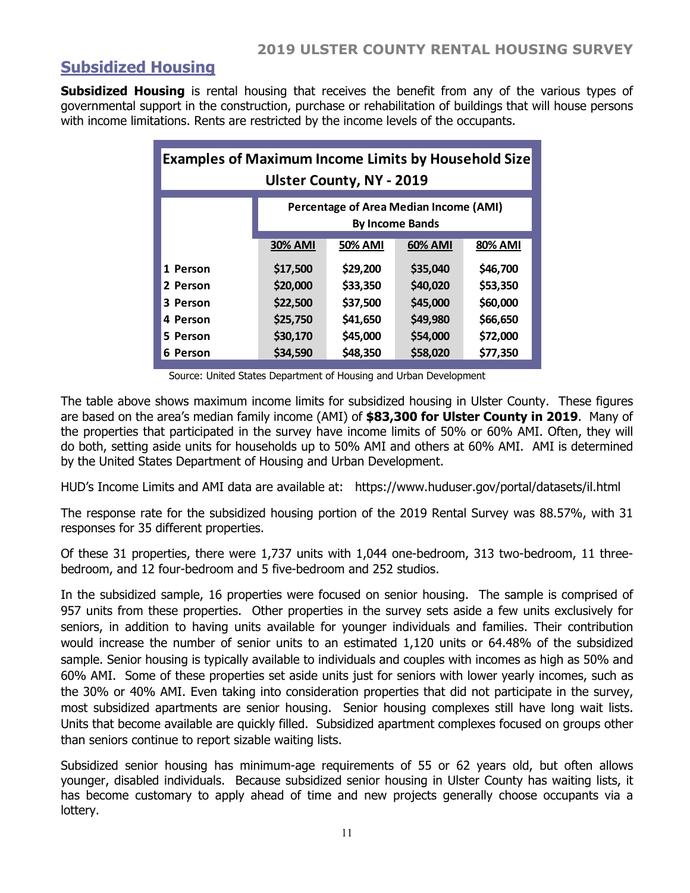## Subsidized Housing

**Subsidized Housing** is rental housing that receives the benefit from any of the various types of governmental support in the construction, purchase or rehabilitation of buildings that will house persons with income limitations. Rents are restricted by the income levels of the occupants.

| Examples of Maximum Income Limits by Household Size Ulster County, NY - 2019 | | | | |
|---|---|---|---|---|
| | Percentage of Area Median Income (AMI) By Income Bands | | | |
| | 30% AMI | 50% AMI | 60% AMI | 80% AMI |
| 1 Person | $17,500 | $29,200 | $35,040 | $46,700 |
| 2 Person | $20,000 | $33,350 | $40,020 | $53,350 |
| 3 Person | $22,500 | $37,500 | $45,000 | $60,000 |
| 4 Person | $25,750 | $41,650 | $49,980 | $66,650 |
| 5 Person | $30,170 | $45,000 | $54,000 | $72,000 |
| 6 Person | $34,590 | $48,350 | $58,020 | $77,350 |

Source: United States Department of Housing and Urban Development

The table above shows maximum income limits for subsidized housing in Ulster County. These figures are based on the area's median family income (AMI) of **$83,300 for Ulster County in 2019**. Many of the properties that participated in the survey have income limits of 50% or 60% AMI. Often, they will do both, setting aside units for households up to 50% AMI and others at 60% AMI. AMI is determined by the United States Department of Housing and Urban Development.

HUD's Income Limits and AMI data are available at: https://www.huduser.gov/portal/datasets/il.html

The response rate for the subsidized housing portion of the 2019 Rental Survey was 88.57%, with 31 responses for 35 different properties.

Of these 31 properties, there were 1,737 units with 1,044 one-bedroom, 313 two-bedroom, 11 three-bedroom, and 12 four-bedroom and 5 five-bedroom and 252 studios.

In the subsidized sample, 16 properties were focused on senior housing. The sample is comprised of 957 units from these properties. Other properties in the survey sets aside a few units exclusively for seniors, in addition to having units available for younger individuals and families. Their contribution would increase the number of senior units to an estimated 1,120 units or 64.48% of the subsidized sample. Senior housing is typically available to individuals and couples with incomes as high as 50% and 60% AMI. Some of these properties set aside units just for seniors with lower yearly incomes, such as the 30% or 40% AMI. Even taking into consideration properties that did not participate in the survey, most subsidized apartments are senior housing. Senior housing complexes still have long wait lists. Units that become available are quickly filled. Subsidized apartment complexes focused on groups other than seniors continue to report sizable waiting lists.

Subsidized senior housing has minimum-age requirements of 55 or 62 years old, but often allows younger, disabled individuals. Because subsidized senior housing in Ulster County has waiting lists, it has become customary to apply ahead of time and new projects generally choose occupants via a lottery.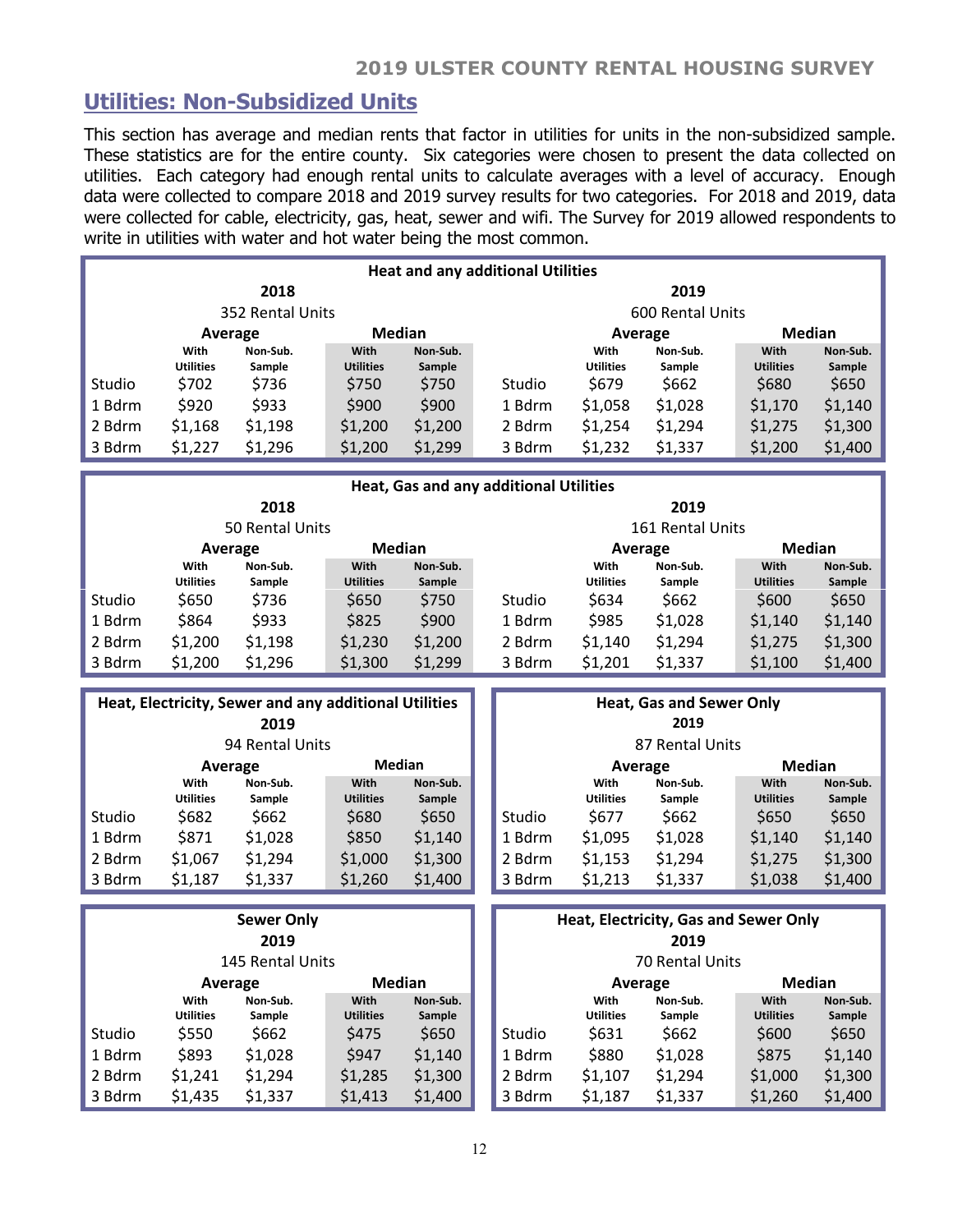## Utilities: Non-Subsidized Units

This section has average and median rents that factor in utilities for units in the non-subsidized sample. These statistics are for the entire county. Six categories were chosen to present the data collected on utilities. Each category had enough rental units to calculate averages with a level of accuracy. Enough data were collected to compare 2018 and 2019 survey results for two categories. For 2018 and 2019, data were collected for cable, electricity, gas, heat, sewer and wifi. The Survey for 2019 allowed respondents to write in utilities with water and hot water being the most common.

**Heat and any additional Utilities**

| | 2018 352 Rental Units | | | | | 2019 600 Rental Units | | | |
|---|---|---|---|---|---|---|---|---|---|
| | Average | | Median | | | Average | | Median | |
| | With Utilities | Non-Sub. Sample | With Utilities | Non-Sub. Sample | | With Utilities | Non-Sub. Sample | With Utilities | Non-Sub. Sample |
| Studio | $702 | $736 | $750 | $750 | Studio | $679 | $662 | $680 | $650 |
| 1 Bdrm | $920 | $933 | $900 | $900 | 1 Bdrm | $1,058 | $1,028 | $1,170 | $1,140 |
| 2 Bdrm | $1,168 | $1,198 | $1,200 | $1,200 | 2 Bdrm | $1,254 | $1,294 | $1,275 | $1,300 |
| 3 Bdrm | $1,227 | $1,296 | $1,200 | $1,299 | 3 Bdrm | $1,232 | $1,337 | $1,200 | $1,400 |

**Heat, Gas and any additional Utilities**

| | 2018 50 Rental Units | | | | | 2019 161 Rental Units | | | |
|---|---|---|---|---|---|---|---|---|---|
| | Average | | Median | | | Average | | Median | |
| | With Utilities | Non-Sub. Sample | With Utilities | Non-Sub. Sample | | With Utilities | Non-Sub. Sample | With Utilities | Non-Sub. Sample |
| Studio | $650 | $736 | $650 | $750 | Studio | $634 | $662 | $600 | $650 |
| 1 Bdrm | $864 | $933 | $825 | $900 | 1 Bdrm | $985 | $1,028 | $1,140 | $1,140 |
| 2 Bdrm | $1,200 | $1,198 | $1,230 | $1,200 | 2 Bdrm | $1,140 | $1,294 | $1,275 | $1,300 |
| 3 Bdrm | $1,200 | $1,296 | $1,300 | $1,299 | 3 Bdrm | $1,201 | $1,337 | $1,100 | $1,400 |

**Heat, Electricity, Sewer and any additional Utilities**

| | 2019 94 Rental Units | | | |
|---|---|---|---|---|
| | Average | | Median | |
| | With Utilities | Non-Sub. Sample | With Utilities | Non-Sub. Sample |
| Studio | $682 | $662 | $680 | $650 |
| 1 Bdrm | $871 | $1,028 | $850 | $1,140 |
| 2 Bdrm | $1,067 | $1,294 | $1,000 | $1,300 |
| 3 Bdrm | $1,187 | $1,337 | $1,260 | $1,400 |

**Heat, Gas and Sewer Only**

| | 2019 87 Rental Units | | | |
|---|---|---|---|---|
| | Average | | Median | |
| | With Utilities | Non-Sub. Sample | With Utilities | Non-Sub. Sample |
| Studio | $677 | $662 | $650 | $650 |
| 1 Bdrm | $1,095 | $1,028 | $1,140 | $1,140 |
| 2 Bdrm | $1,153 | $1,294 | $1,275 | $1,300 |
| 3 Bdrm | $1,213 | $1,337 | $1,038 | $1,400 |

**Sewer Only**

| | 2019 145 Rental Units | | | |
|---|---|---|---|---|
| | Average | | Median | |
| | With Utilities | Non-Sub. Sample | With Utilities | Non-Sub. Sample |
| Studio | $550 | $662 | $475 | $650 |
| 1 Bdrm | $893 | $1,028 | $947 | $1,140 |
| 2 Bdrm | $1,241 | $1,294 | $1,285 | $1,300 |
| 3 Bdrm | $1,435 | $1,337 | $1,413 | $1,400 |

**Heat, Electricity, Gas and Sewer Only**

| | 2019 70 Rental Units | | | |
|---|---|---|---|---|
| | Average | | Median | |
| | With Utilities | Non-Sub. Sample | With Utilities | Non-Sub. Sample |
| Studio | $631 | $662 | $600 | $650 |
| 1 Bdrm | $880 | $1,028 | $875 | $1,140 |
| 2 Bdrm | $1,107 | $1,294 | $1,000 | $1,300 |
| 3 Bdrm | $1,187 | $1,337 | $1,260 | $1,400 |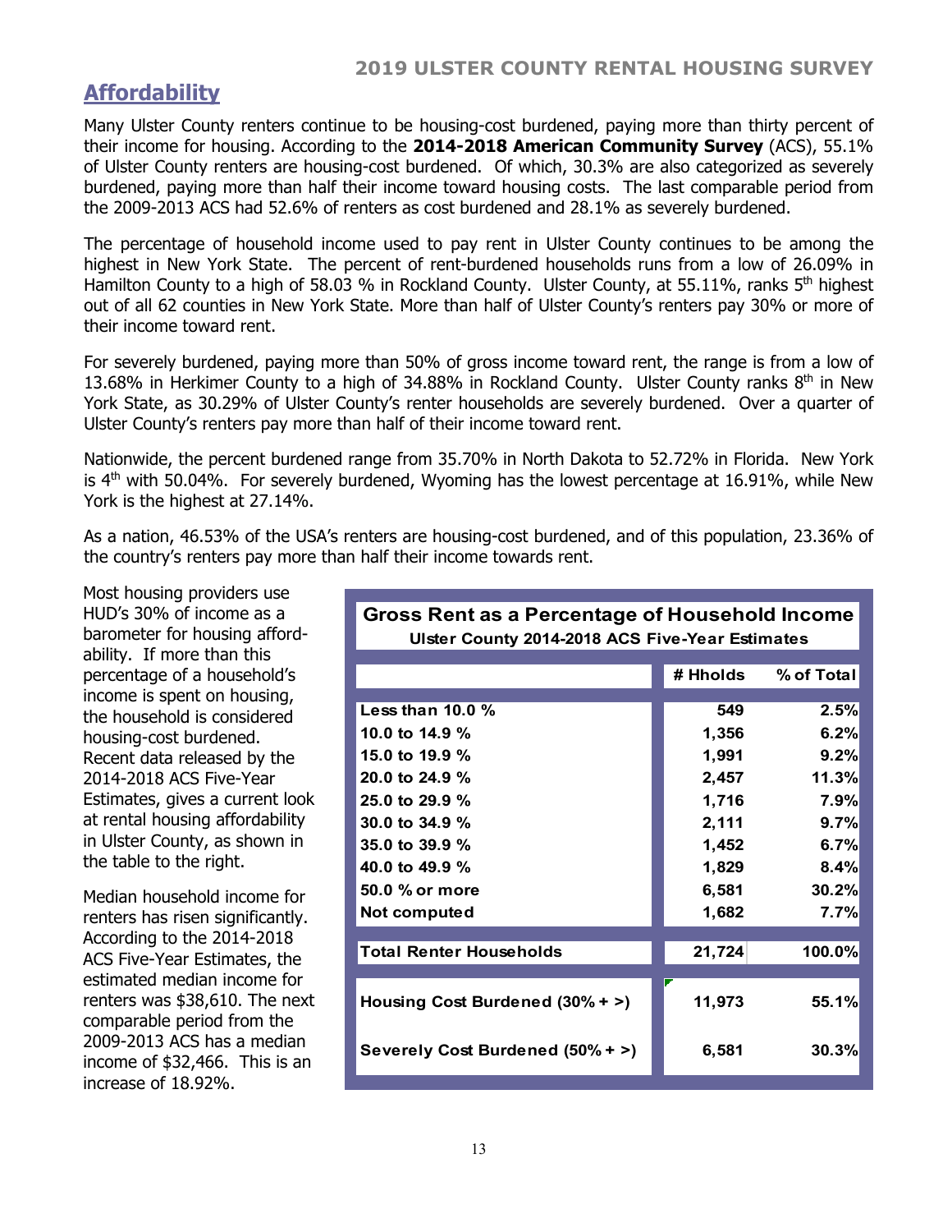## Affordability

Many Ulster County renters continue to be housing-cost burdened, paying more than thirty percent of their income for housing. According to the **2014-2018 American Community Survey** (ACS), 55.1% of Ulster County renters are housing-cost burdened. Of which, 30.3% are also categorized as severely burdened, paying more than half their income toward housing costs. The last comparable period from the 2009-2013 ACS had 52.6% of renters as cost burdened and 28.1% as severely burdened.

The percentage of household income used to pay rent in Ulster County continues to be among the highest in New York State. The percent of rent-burdened households runs from a low of 26.09% in Hamilton County to a high of 58.03 % in Rockland County. Ulster County, at 55.11%, ranks 5th highest out of all 62 counties in New York State. More than half of Ulster County's renters pay 30% or more of their income toward rent.

For severely burdened, paying more than 50% of gross income toward rent, the range is from a low of 13.68% in Herkimer County to a high of 34.88% in Rockland County. Ulster County ranks 8th in New York State, as 30.29% of Ulster County's renter households are severely burdened. Over a quarter of Ulster County's renters pay more than half of their income toward rent.

Nationwide, the percent burdened range from 35.70% in North Dakota to 52.72% in Florida. New York is 4th with 50.04%. For severely burdened, Wyoming has the lowest percentage at 16.91%, while New York is the highest at 27.14%.

As a nation, 46.53% of the USA's renters are housing-cost burdened, and of this population, 23.36% of the country's renters pay more than half their income towards rent.

Most housing providers use HUD's 30% of income as a barometer for housing affordability. If more than this percentage of a household's income is spent on housing, the household is considered housing-cost burdened. Recent data released by the 2014-2018 ACS Five-Year Estimates, gives a current look at rental housing affordability in Ulster County, as shown in the table to the right.

Median household income for renters has risen significantly. According to the 2014-2018 ACS Five-Year Estimates, the estimated median income for renters was $38,610. The next comparable period from the 2009-2013 ACS has a median income of $32,466. This is an increase of 18.92%.

**Gross Rent as a Percentage of Household Income**
**Ulster County 2014-2018 ACS Five-Year Estimates**

| | # Hholds | % of Total |
|---|---|---|
| Less than 10.0 % | 549 | 2.5% |
| 10.0 to 14.9 % | 1,356 | 6.2% |
| 15.0 to 19.9 % | 1,991 | 9.2% |
| 20.0 to 24.9 % | 2,457 | 11.3% |
| 25.0 to 29.9 % | 1,716 | 7.9% |
| 30.0 to 34.9 % | 2,111 | 9.7% |
| 35.0 to 39.9 % | 1,452 | 6.7% |
| 40.0 to 49.9 % | 1,829 | 8.4% |
| 50.0 % or more | 6,581 | 30.2% |
| Not computed | 1,682 | 7.7% |
| **Total Renter Households** | 21,724 | 100.0% |
| **Housing Cost Burdened (30% + >)** | 11,973 | 55.1% |
| **Severely Cost Burdened (50% + >)** | 6,581 | 30.3% |